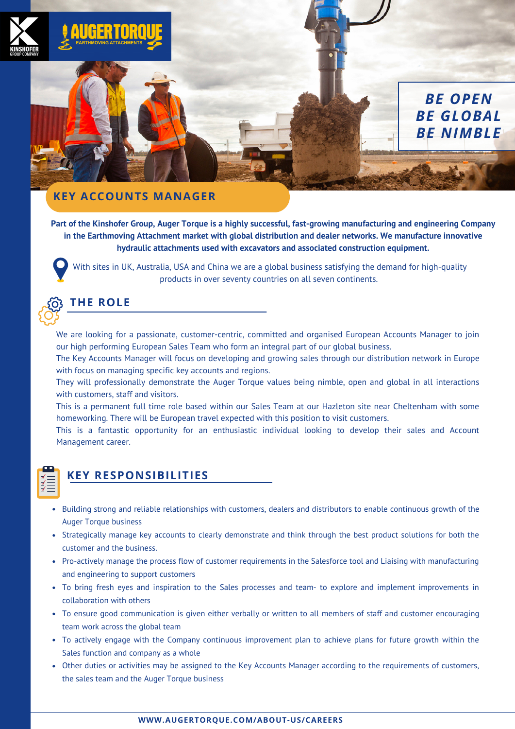BE OPEN
BE GLOBAL
BE NIMBLE

## KEY ACCOUNTS MANAGER

**Part of the Kinshofer Group, Auger Torque is a highly successful, fast-growing manufacturing and engineering Company in the Earthmoving Attachment market with global distribution and dealer networks. We manufacture innovative hydraulic attachments used with excavators and associated construction equipment.**

With sites in UK, Australia, USA and China we are a global business satisfying the demand for high-quality products in over seventy countries on all seven continents.

### THE ROLE

We are looking for a passionate, customer-centric, committed and organised European Accounts Manager to join our high performing European Sales Team who form an integral part of our global business.
The Key Accounts Manager will focus on developing and growing sales through our distribution network in Europe with focus on managing specific key accounts and regions.
They will professionally demonstrate the Auger Torque values being nimble, open and global in all interactions with customers, staff and visitors.
This is a permanent full time role based within our Sales Team at our Hazleton site near Cheltenham with some homeworking. There will be European travel expected with this position to visit customers.
This is a fantastic opportunity for an enthusiastic individual looking to develop their sales and Account Management career.

### KEY RESPONSIBILITIES

- Building strong and reliable relationships with customers, dealers and distributors to enable continuous growth of the Auger Torque business
- Strategically manage key accounts to clearly demonstrate and think through the best product solutions for both the customer and the business.
- Pro-actively manage the process flow of customer requirements in the Salesforce tool and Liaising with manufacturing and engineering to support customers
- To bring fresh eyes and inspiration to the Sales processes and team- to explore and implement improvements in collaboration with others
- To ensure good communication is given either verbally or written to all members of staff and customer encouraging team work across the global team
- To actively engage with the Company continuous improvement plan to achieve plans for future growth within the Sales function and company as a whole
- Other duties or activities may be assigned to the Key Accounts Manager according to the requirements of customers, the sales team and the Auger Torque business

WWW.AUGERTORQUE.COM/ABOUT-US/CAREERS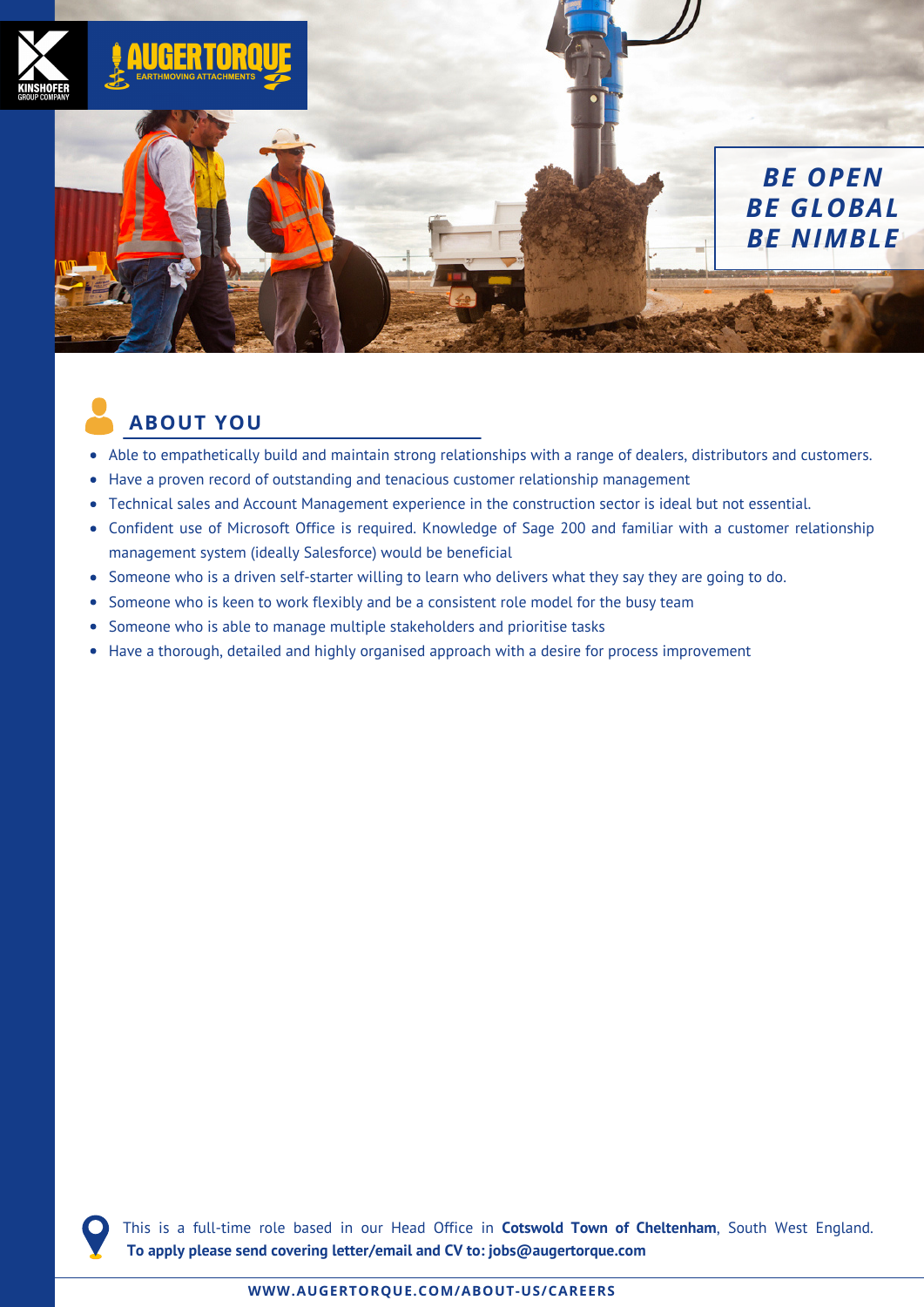BE OPEN
BE GLOBAL
BE NIMBLE

## ABOUT YOU

- Able to empathetically build and maintain strong relationships with a range of dealers, distributors and customers.
- Have a proven record of outstanding and tenacious customer relationship management
- Technical sales and Account Management experience in the construction sector is ideal but not essential.
- Confident use of Microsoft Office is required. Knowledge of Sage 200 and familiar with a customer relationship management system (ideally Salesforce) would be beneficial
- Someone who is a driven self-starter willing to learn who delivers what they say they are going to do.
- Someone who is keen to work flexibly and be a consistent role model for the busy team
- Someone who is able to manage multiple stakeholders and prioritise tasks
- Have a thorough, detailed and highly organised approach with a desire for process improvement

This is a full-time role based in our Head Office in **Cotswold Town of Cheltenham**, South West England.
**To apply please send covering letter/email and CV to: jobs@augertorque.com**

**WWW.AUGERTORQUE.COM/ABOUT-US/CAREERS**